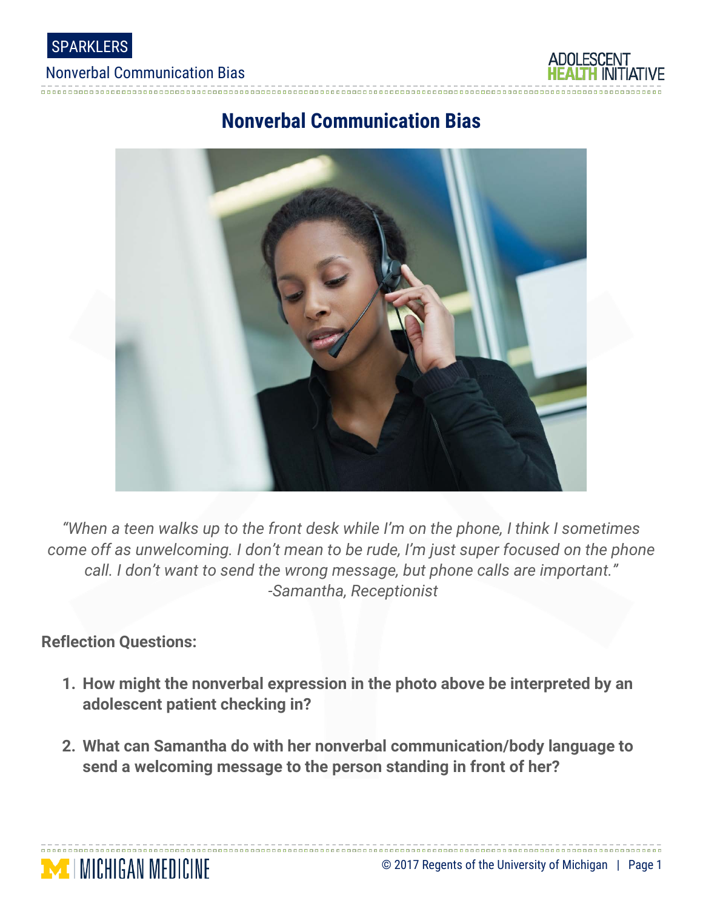# Nonverbal Communication Bias

*"When a teen walks up to the front desk while I'm on the phone, I think I sometimes come off as unwelcoming. I don't mean to be rude, I'm just super focused on the phone call. I don't want to send the wrong message, but phone calls are important."*
*-Samantha, Receptionist*

**Reflection Questions:**

1. **How might the nonverbal expression in the photo above be interpreted by an adolescent patient checking in?**

2. **What can Samantha do with her nonverbal communication/body language to send a welcoming message to the person standing in front of her?**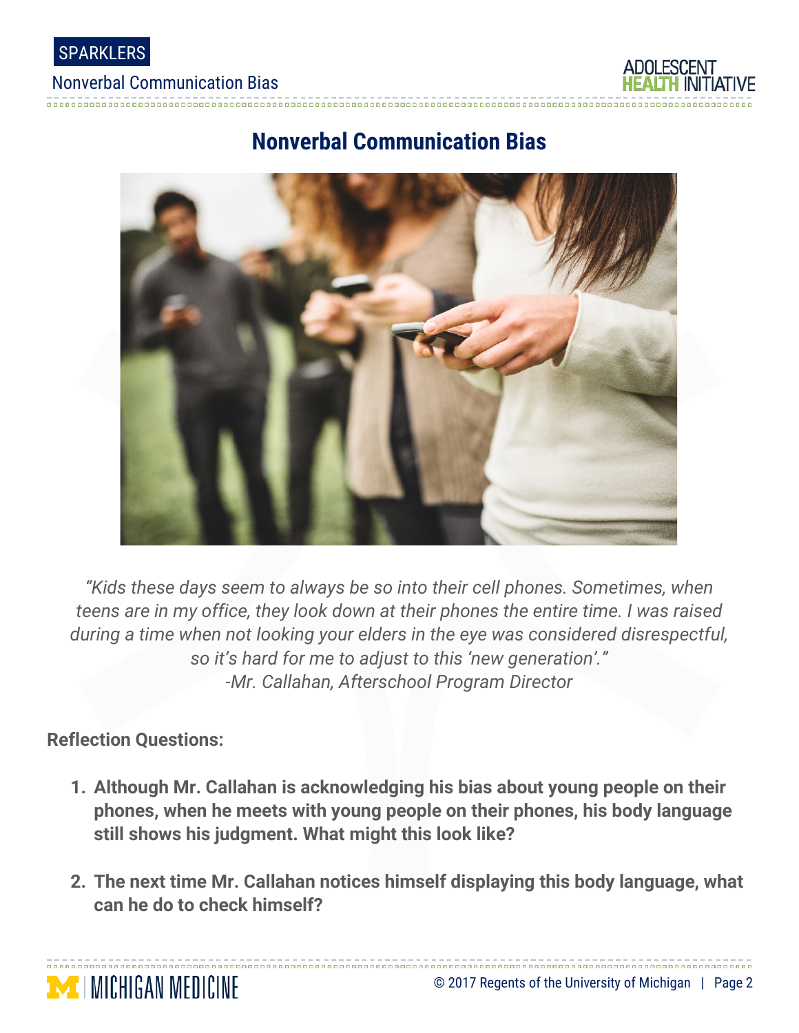# Nonverbal Communication Bias

*"Kids these days seem to always be so into their cell phones. Sometimes, when teens are in my office, they look down at their phones the entire time. I was raised during a time when not looking your elders in the eye was considered disrespectful, so it's hard for me to adjust to this 'new generation'."*
*-Mr. Callahan, Afterschool Program Director*

**Reflection Questions:**

1. **Although Mr. Callahan is acknowledging his bias about young people on their phones, when he meets with young people on their phones, his body language still shows his judgment. What might this look like?**

2. **The next time Mr. Callahan notices himself displaying this body language, what can he do to check himself?**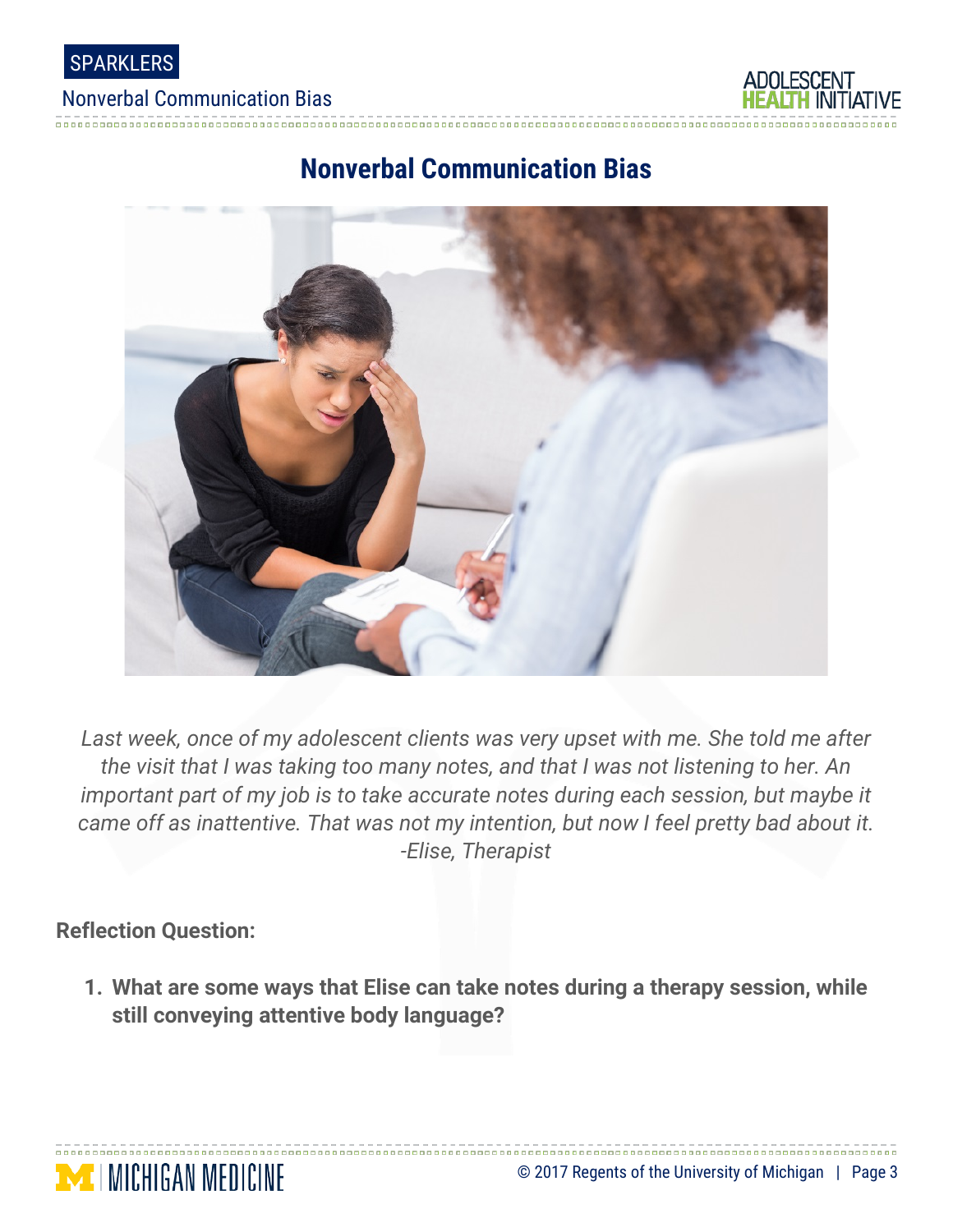# Nonverbal Communication Bias

*Last week, once of my adolescent clients was very upset with me. She told me after the visit that I was taking too many notes, and that I was not listening to her. An important part of my job is to take accurate notes during each session, but maybe it came off as inattentive. That was not my intention, but now I feel pretty bad about it.*
*-Elise, Therapist*

**Reflection Question:**

1. **What are some ways that Elise can take notes during a therapy session, while still conveying attentive body language?**